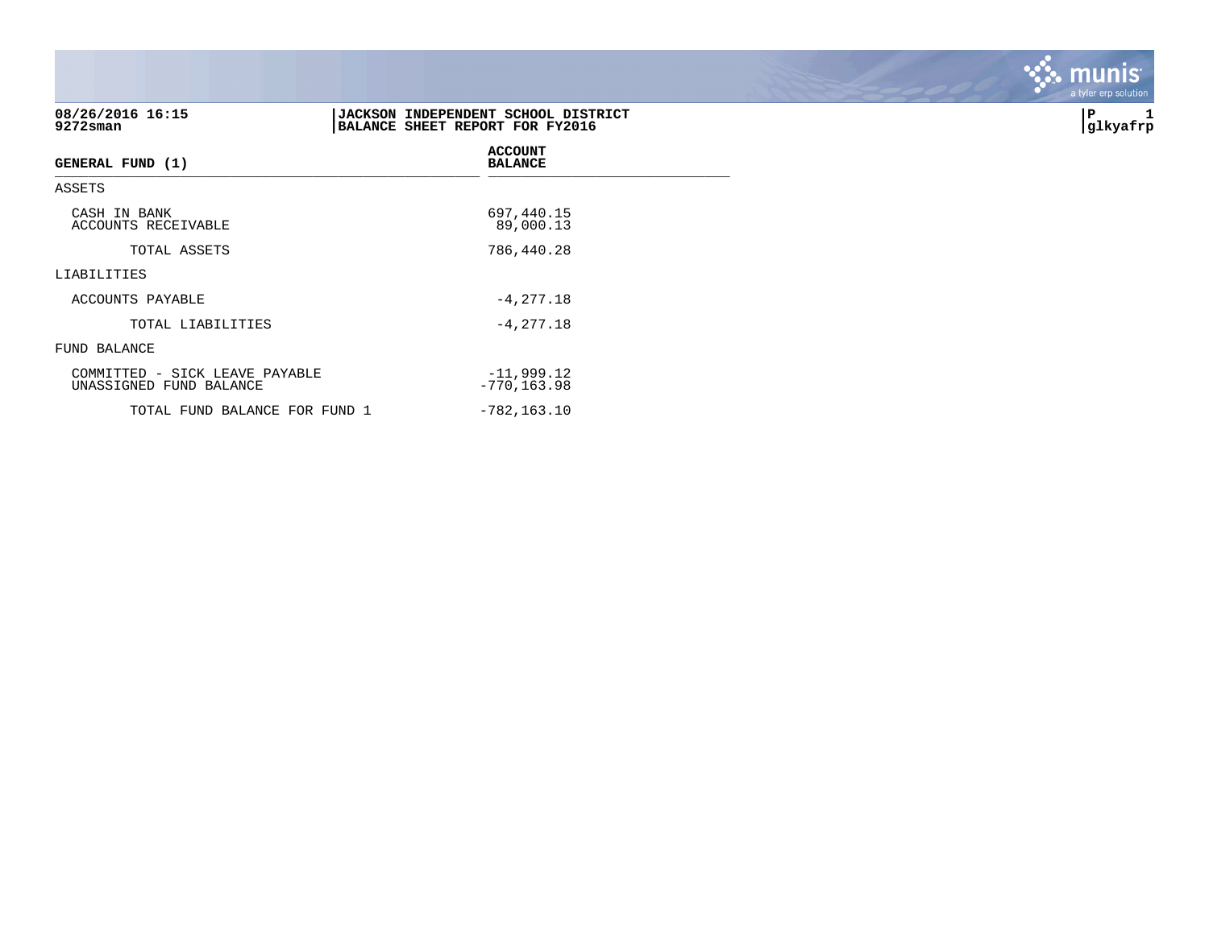08/26/2016 16:15
9272sman

**JACKSON INDEPENDENT SCHOOL DISTRICT**
**BALANCE SHEET REPORT FOR FY2016**

P 1
glkyafrp

| GENERAL FUND (1) | ACCOUNT BALANCE |
|---|---|
| ASSETS | |
| CASH IN BANK | 697,440.15 |
| ACCOUNTS RECEIVABLE | 89,000.13 |
| TOTAL ASSETS | 786,440.28 |
| LIABILITIES | |
| ACCOUNTS PAYABLE | -4,277.18 |
| TOTAL LIABILITIES | -4,277.18 |
| FUND BALANCE | |
| COMMITTED - SICK LEAVE PAYABLE | -11,999.12 |
| UNASSIGNED FUND BALANCE | -770,163.98 |
| TOTAL FUND BALANCE FOR FUND 1 | -782,163.10 |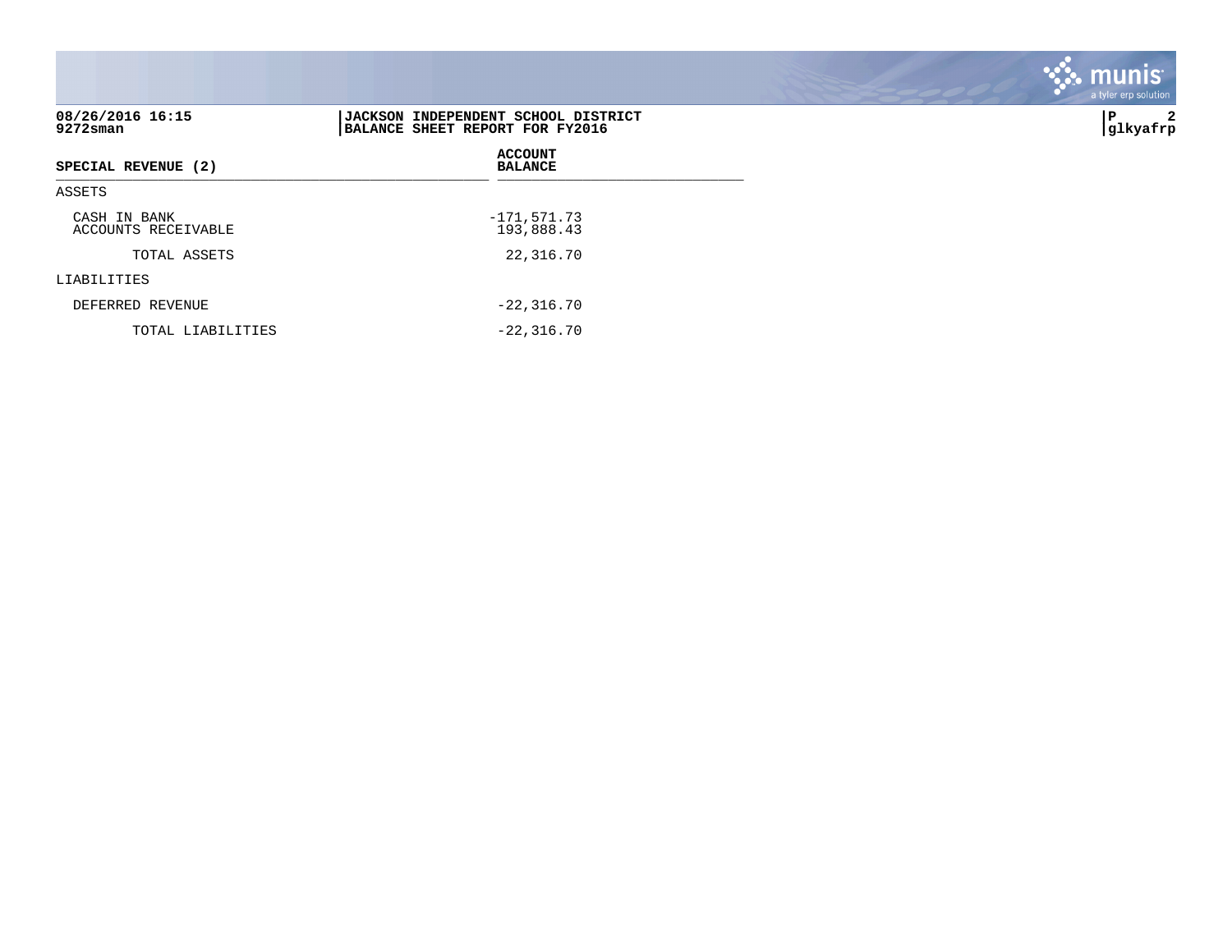**08/26/2016 16:15**
**9272sman**

**JACKSON INDEPENDENT SCHOOL DISTRICT**
**BALANCE SHEET REPORT FOR FY2016**

**P 2**
**glkyafrp**

| SPECIAL REVENUE (2) | ACCOUNT BALANCE |
|---|---|
| ASSETS | |
| CASH IN BANK | -171,571.73 |
| ACCOUNTS RECEIVABLE | 193,888.43 |
| TOTAL ASSETS | 22,316.70 |
| LIABILITIES | |
| DEFERRED REVENUE | -22,316.70 |
| TOTAL LIABILITIES | -22,316.70 |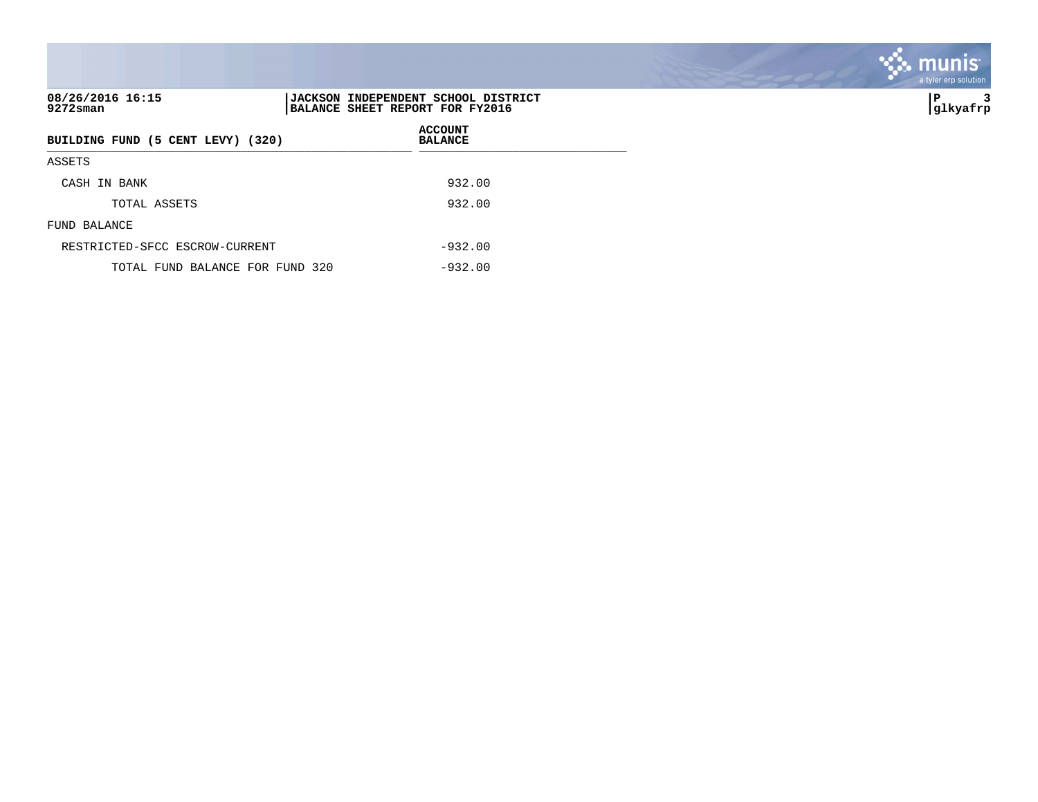**08/26/2016 16:15**
**9272sman**

**JACKSON INDEPENDENT SCHOOL DISTRICT**
**BALANCE SHEET REPORT FOR FY2016**

**P 3**
**glkyafrp**

| BUILDING FUND (5 CENT LEVY) (320) | ACCOUNT BALANCE |
|---|---|
| ASSETS | |
| CASH IN BANK | 932.00 |
| TOTAL ASSETS | 932.00 |
| FUND BALANCE | |
| RESTRICTED-SFCC ESCROW-CURRENT | -932.00 |
| TOTAL FUND BALANCE FOR FUND 320 | -932.00 |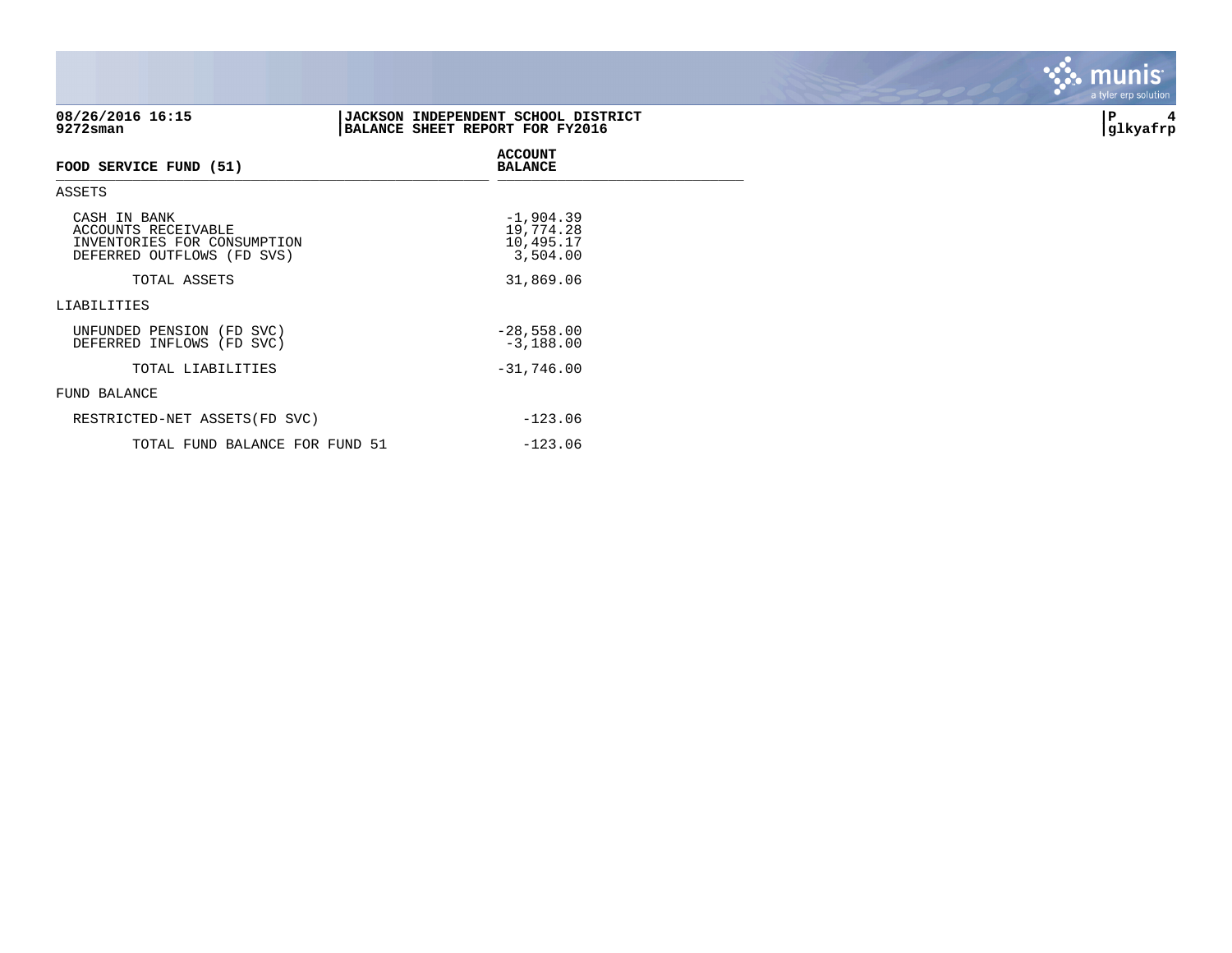**08/26/2016 16:15**
**9272sman**

**JACKSON INDEPENDENT SCHOOL DISTRICT**
**BALANCE SHEET REPORT FOR FY2016**

**P 4**
**glkyafrp**

| FOOD SERVICE FUND (51) | ACCOUNT BALANCE |
|---|---|
| ASSETS | |
| CASH IN BANK | -1,904.39 |
| ACCOUNTS RECEIVABLE | 19,774.28 |
| INVENTORIES FOR CONSUMPTION | 10,495.17 |
| DEFERRED OUTFLOWS (FD SVS) | 3,504.00 |
| TOTAL ASSETS | 31,869.06 |
| LIABILITIES | |
| UNFUNDED PENSION (FD SVC) | -28,558.00 |
| DEFERRED INFLOWS (FD SVC) | -3,188.00 |
| TOTAL LIABILITIES | -31,746.00 |
| FUND BALANCE | |
| RESTRICTED-NET ASSETS(FD SVC) | -123.06 |
| TOTAL FUND BALANCE FOR FUND 51 | -123.06 |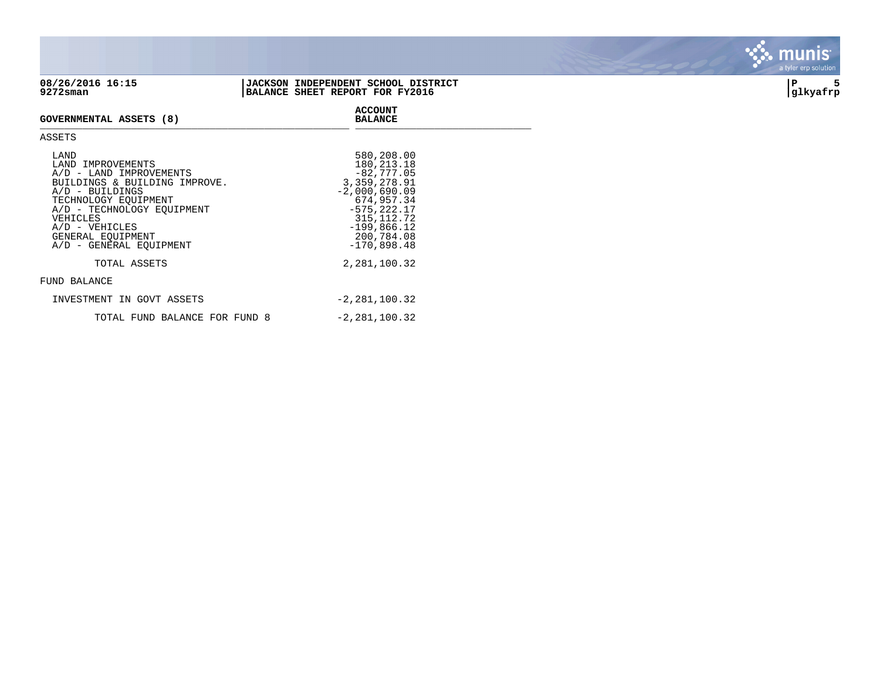**08/26/2016 16:15**
**9272sman**

**JACKSON INDEPENDENT SCHOOL DISTRICT**
**BALANCE SHEET REPORT FOR FY2016**

**glkyafrp**

| GOVERNMENTAL ASSETS (8) | ACCOUNT BALANCE |
|---|---|
| ASSETS | |
| LAND | 580,208.00 |
| LAND IMPROVEMENTS | 180,213.18 |
| A/D - LAND IMPROVEMENTS | -82,777.05 |
| BUILDINGS & BUILDING IMPROVE. | 3,359,278.91 |
| A/D - BUILDINGS | -2,000,690.09 |
| TECHNOLOGY EQUIPMENT | 674,957.34 |
| A/D - TECHNOLOGY EQUIPMENT | -575,222.17 |
| VEHICLES | 315,112.72 |
| A/D - VEHICLES | -199,866.12 |
| GENERAL EQUIPMENT | 200,784.08 |
| A/D - GENERAL EQUIPMENT | -170,898.48 |
| TOTAL ASSETS | 2,281,100.32 |
| FUND BALANCE | |
| INVESTMENT IN GOVT ASSETS | -2,281,100.32 |
| TOTAL FUND BALANCE FOR FUND 8 | -2,281,100.32 |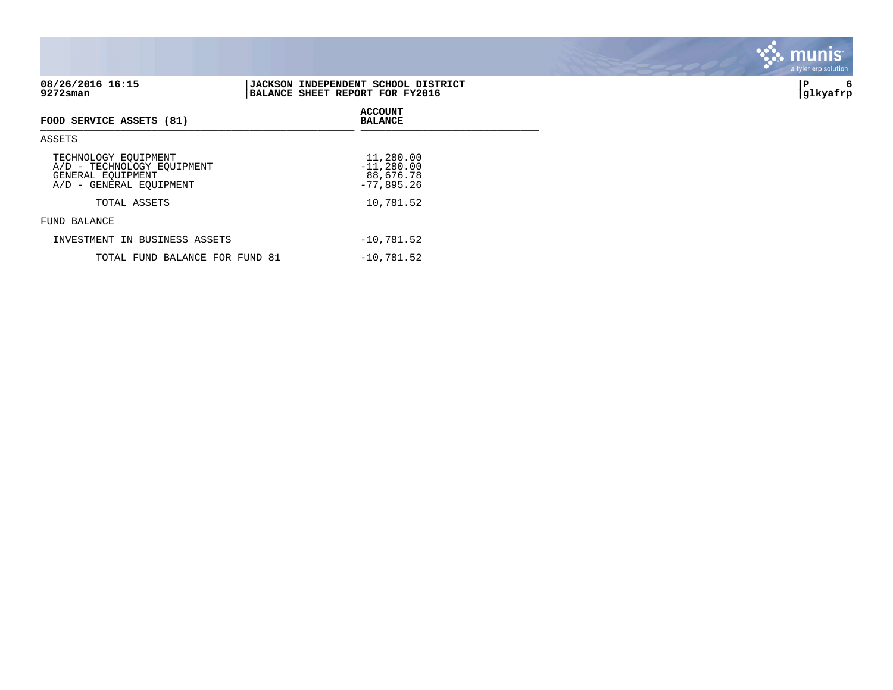08/26/2016 16:15
9272sman

**JACKSON INDEPENDENT SCHOOL DISTRICT**
**BALANCE SHEET REPORT FOR FY2016**

P 6
glkyafrp

| FOOD SERVICE ASSETS (81) | ACCOUNT BALANCE |
|---|---|
| ASSETS | |
| TECHNOLOGY EQUIPMENT | 11,280.00 |
| A/D - TECHNOLOGY EQUIPMENT | -11,280.00 |
| GENERAL EQUIPMENT | 88,676.78 |
| A/D - GENERAL EQUIPMENT | -77,895.26 |
| TOTAL ASSETS | 10,781.52 |
| FUND BALANCE | |
| INVESTMENT IN BUSINESS ASSETS | -10,781.52 |
| TOTAL FUND BALANCE FOR FUND 81 | -10,781.52 |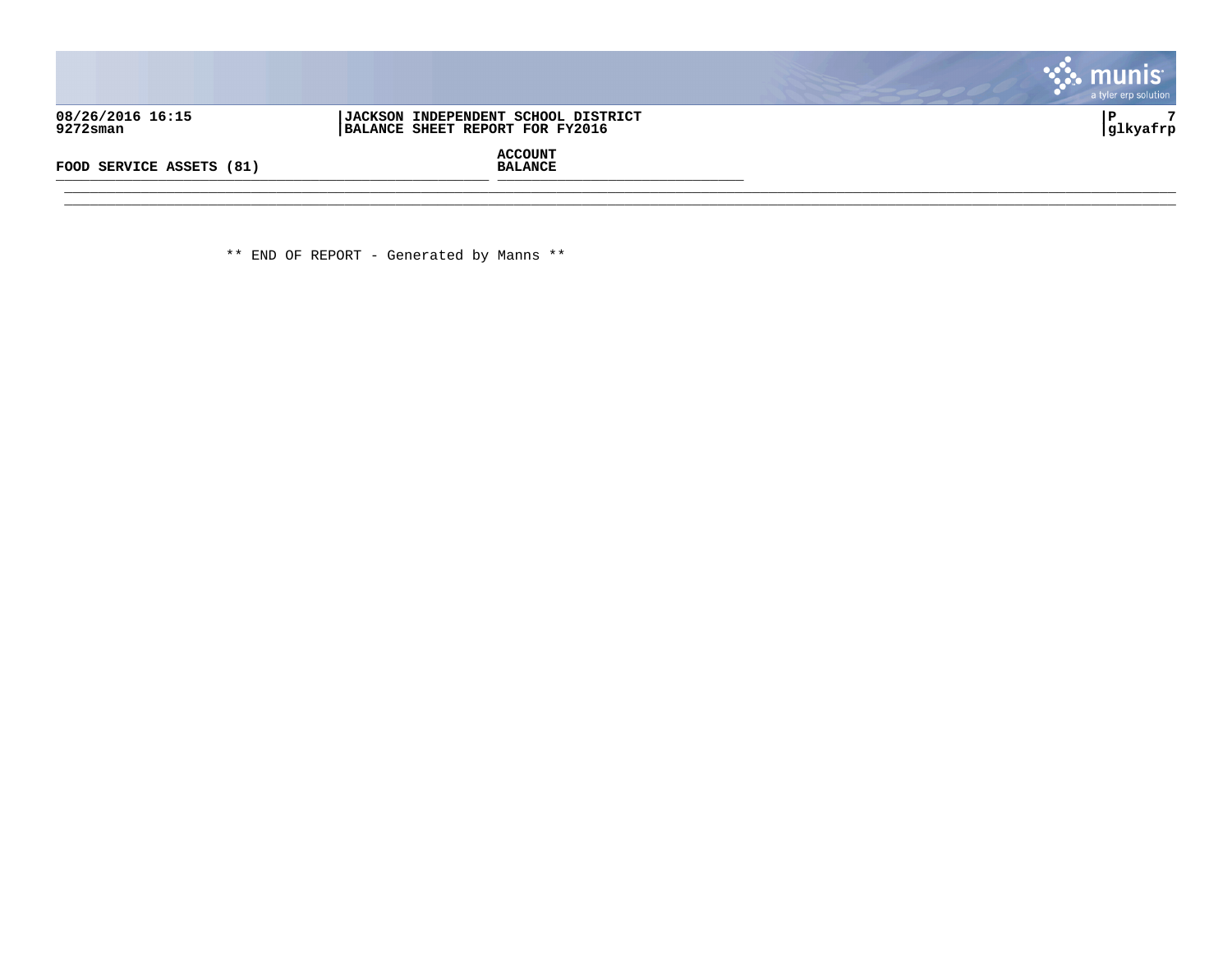| FOOD SERVICE ASSETS (81) | ACCOUNT BALANCE |
| --- | --- |

** END OF REPORT - Generated by Manns **